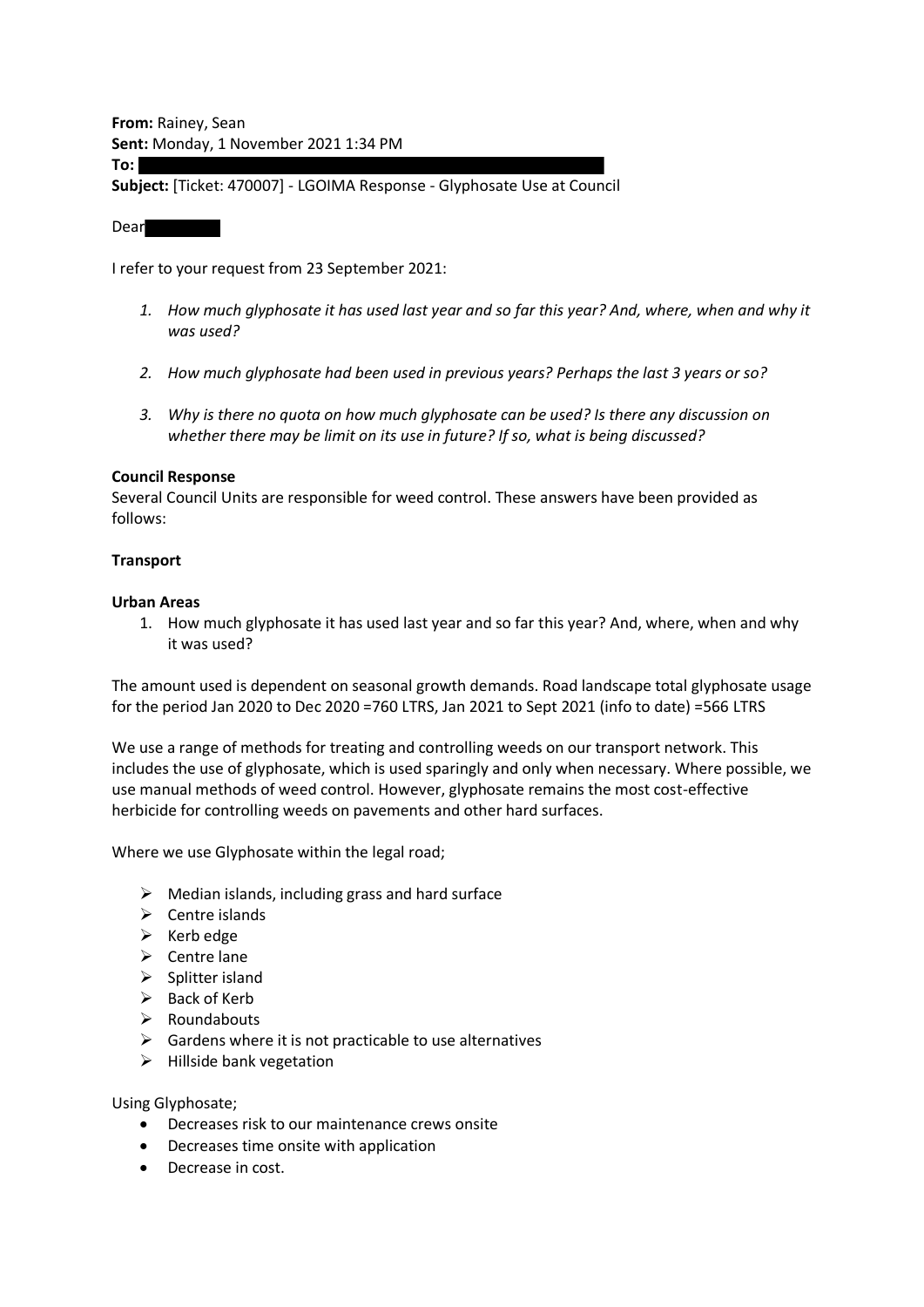**From:** Rainey, Sean
**Sent:** Monday, 1 November 2021 1:34 PM
**To:**
**Subject:** [Ticket: 470007] - LGOIMA Response - Glyphosate Use at Council

Dear

I refer to your request from 23 September 2021:

1. *How much glyphosate it has used last year and so far this year? And, where, when and why it was used?*
2. *How much glyphosate had been used in previous years? Perhaps the last 3 years or so?*
3. *Why is there no quota on how much glyphosate can be used? Is there any discussion on whether there may be limit on its use in future? If so, what is being discussed?*

**Council Response**
Several Council Units are responsible for weed control. These answers have been provided as follows:

**Transport**

**Urban Areas**

1. How much glyphosate it has used last year and so far this year? And, where, when and why it was used?

The amount used is dependent on seasonal growth demands. Road landscape total glyphosate usage for the period Jan 2020 to Dec 2020 =760 LTRS, Jan 2021 to Sept 2021 (info to date) =566 LTRS

We use a range of methods for treating and controlling weeds on our transport network. This includes the use of glyphosate, which is used sparingly and only when necessary. Where possible, we use manual methods of weed control. However, glyphosate remains the most cost-effective herbicide for controlling weeds on pavements and other hard surfaces.

Where we use Glyphosate within the legal road;

- Median islands, including grass and hard surface
- Centre islands
- Kerb edge
- Centre lane
- Splitter island
- Back of Kerb
- Roundabouts
- Gardens where it is not practicable to use alternatives
- Hillside bank vegetation

Using Glyphosate;

- Decreases risk to our maintenance crews onsite
- Decreases time onsite with application
- Decrease in cost.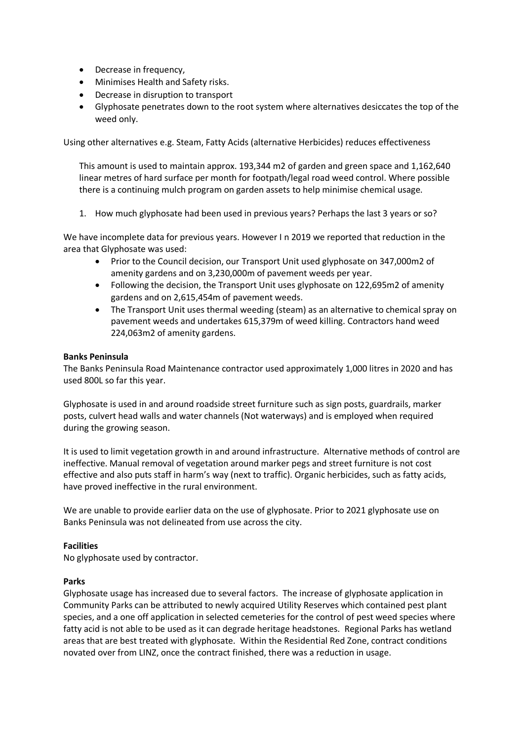- Decrease in frequency,
- Minimises Health and Safety risks.
- Decrease in disruption to transport
- Glyphosate penetrates down to the root system where alternatives desiccates the top of the weed only.

Using other alternatives e.g. Steam, Fatty Acids (alternative Herbicides) reduces effectiveness

This amount is used to maintain approx. 193,344 m2 of garden and green space and 1,162,640 linear metres of hard surface per month for footpath/legal road weed control. Where possible there is a continuing mulch program on garden assets to help minimise chemical usage.

1. How much glyphosate had been used in previous years? Perhaps the last 3 years or so?

We have incomplete data for previous years. However I n 2019 we reported that reduction in the area that Glyphosate was used:

- Prior to the Council decision, our Transport Unit used glyphosate on 347,000m2 of amenity gardens and on 3,230,000m of pavement weeds per year.
- Following the decision, the Transport Unit uses glyphosate on 122,695m2 of amenity gardens and on 2,615,454m of pavement weeds.
- The Transport Unit uses thermal weeding (steam) as an alternative to chemical spray on pavement weeds and undertakes 615,379m of weed killing. Contractors hand weed 224,063m2 of amenity gardens.

**Banks Peninsula**

The Banks Peninsula Road Maintenance contractor used approximately 1,000 litres in 2020 and has used 800L so far this year.

Glyphosate is used in and around roadside street furniture such as sign posts, guardrails, marker posts, culvert head walls and water channels (Not waterways) and is employed when required during the growing season.

It is used to limit vegetation growth in and around infrastructure. Alternative methods of control are ineffective. Manual removal of vegetation around marker pegs and street furniture is not cost effective and also puts staff in harm's way (next to traffic). Organic herbicides, such as fatty acids, have proved ineffective in the rural environment.

We are unable to provide earlier data on the use of glyphosate. Prior to 2021 glyphosate use on Banks Peninsula was not delineated from use across the city.

**Facilities**

No glyphosate used by contractor.

**Parks**

Glyphosate usage has increased due to several factors. The increase of glyphosate application in Community Parks can be attributed to newly acquired Utility Reserves which contained pest plant species, and a one off application in selected cemeteries for the control of pest weed species where fatty acid is not able to be used as it can degrade heritage headstones. Regional Parks has wetland areas that are best treated with glyphosate. Within the Residential Red Zone, contract conditions novated over from LINZ, once the contract finished, there was a reduction in usage.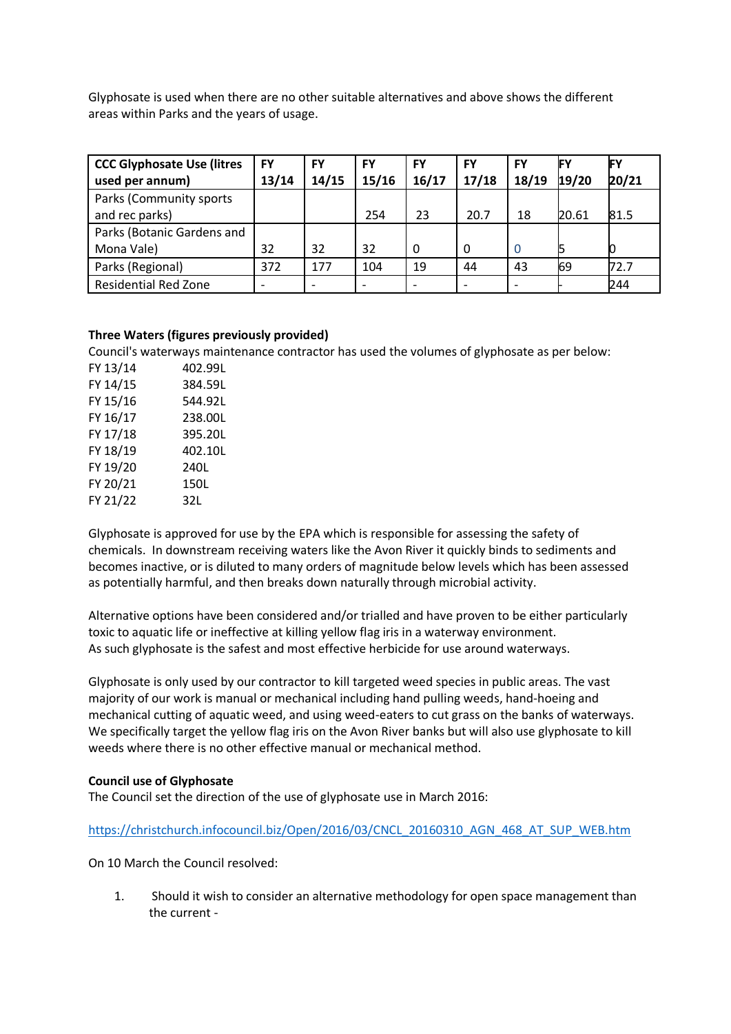Glyphosate is used when there are no other suitable alternatives and above shows the different areas within Parks and the years of usage.

| CCC Glyphosate Use (litres used per annum) | FY 13/14 | FY 14/15 | FY 15/16 | FY 16/17 | FY 17/18 | FY 18/19 | FY 19/20 | FY 20/21 |
|---|---|---|---|---|---|---|---|---|
| Parks (Community sports and rec parks) | | | 254 | 23 | 20.7 | 18 | 20.61 | 81.5 |
| Parks (Botanic Gardens and Mona Vale) | 32 | 32 | 32 | 0 | 0 | 0 | 5 | 0 |
| Parks (Regional) | 372 | 177 | 104 | 19 | 44 | 43 | 69 | 72.7 |
| Residential Red Zone | - | - | - | - | - | - | - | 244 |

**Three Waters (figures previously provided)**

Council's waterways maintenance contractor has used the volumes of glyphosate as per below:

FY 13/14 402.99L
FY 14/15 384.59L
FY 15/16 544.92L
FY 16/17 238.00L
FY 17/18 395.20L
FY 18/19 402.10L
FY 19/20 240L
FY 20/21 150L
FY 21/22 32L

Glyphosate is approved for use by the EPA which is responsible for assessing the safety of chemicals. In downstream receiving waters like the Avon River it quickly binds to sediments and becomes inactive, or is diluted to many orders of magnitude below levels which has been assessed as potentially harmful, and then breaks down naturally through microbial activity.

Alternative options have been considered and/or trialled and have proven to be either particularly toxic to aquatic life or ineffective at killing yellow flag iris in a waterway environment. As such glyphosate is the safest and most effective herbicide for use around waterways.

Glyphosate is only used by our contractor to kill targeted weed species in public areas. The vast majority of our work is manual or mechanical including hand pulling weeds, hand-hoeing and mechanical cutting of aquatic weed, and using weed-eaters to cut grass on the banks of waterways. We specifically target the yellow flag iris on the Avon River banks but will also use glyphosate to kill weeds where there is no other effective manual or mechanical method.

**Council use of Glyphosate**

The Council set the direction of the use of glyphosate use in March 2016:

https://christchurch.infocouncil.biz/Open/2016/03/CNCL_20160310_AGN_468_AT_SUP_WEB.htm

On 10 March the Council resolved:

1. Should it wish to consider an alternative methodology for open space management than the current -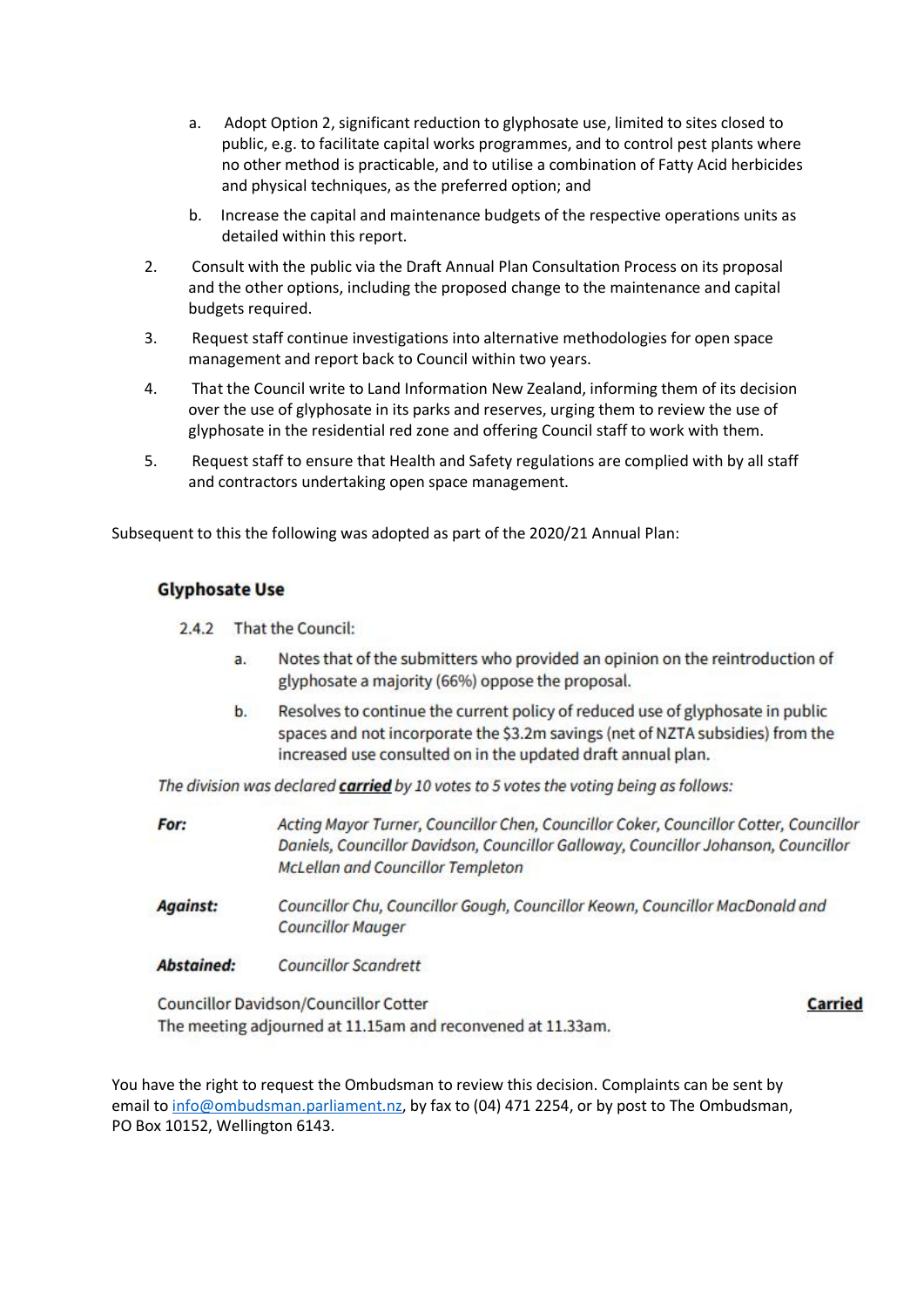a. Adopt Option 2, significant reduction to glyphosate use, limited to sites closed to public, e.g. to facilitate capital works programmes, and to control pest plants where no other method is practicable, and to utilise a combination of Fatty Acid herbicides and physical techniques, as the preferred option; and

   b. Increase the capital and maintenance budgets of the respective operations units as detailed within this report.

2. Consult with the public via the Draft Annual Plan Consultation Process on its proposal and the other options, including the proposed change to the maintenance and capital budgets required.

3. Request staff continue investigations into alternative methodologies for open space management and report back to Council within two years.

4. That the Council write to Land Information New Zealand, informing them of its decision over the use of glyphosate in its parks and reserves, urging them to review the use of glyphosate in the residential red zone and offering Council staff to work with them.

5. Request staff to ensure that Health and Safety regulations are complied with by all staff and contractors undertaking open space management.

Subsequent to this the following was adopted as part of the 2020/21 Annual Plan:

## Glyphosate Use

2.4.2 That the Council:

   a. Notes that of the submitters who provided an opinion on the reintroduction of glyphosate a majority (66%) oppose the proposal.

   b. Resolves to continue the current policy of reduced use of glyphosate in public spaces and not incorporate the $3.2m savings (net of NZTA subsidies) from the increased use consulted on in the updated draft annual plan.

*The division was declared* ***carried*** *by 10 votes to 5 votes the voting being as follows:*

***For:*** *Acting Mayor Turner, Councillor Chen, Councillor Coker, Councillor Cotter, Councillor Daniels, Councillor Davidson, Councillor Galloway, Councillor Johanson, Councillor McLellan and Councillor Templeton*

***Against:*** *Councillor Chu, Councillor Gough, Councillor Keown, Councillor MacDonald and Councillor Mauger*

***Abstained:*** *Councillor Scandrett*

Councillor Davidson/Councillor Cotter **Carried**

The meeting adjourned at 11.15am and reconvened at 11.33am.

You have the right to request the Ombudsman to review this decision. Complaints can be sent by email to info@ombudsman.parliament.nz, by fax to (04) 471 2254, or by post to The Ombudsman, PO Box 10152, Wellington 6143.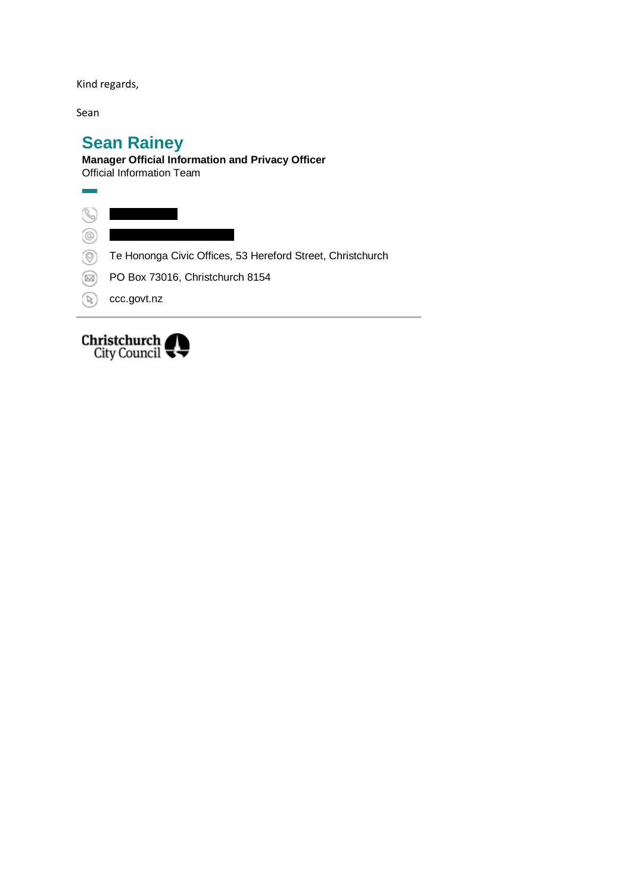Kind regards,

Sean

**Sean Rainey**
**Manager Official Information and Privacy Officer**
Official Information Team

Te Hononga Civic Offices, 53 Hereford Street, Christchurch

PO Box 73016, Christchurch 8154

ccc.govt.nz

Christchurch City Council